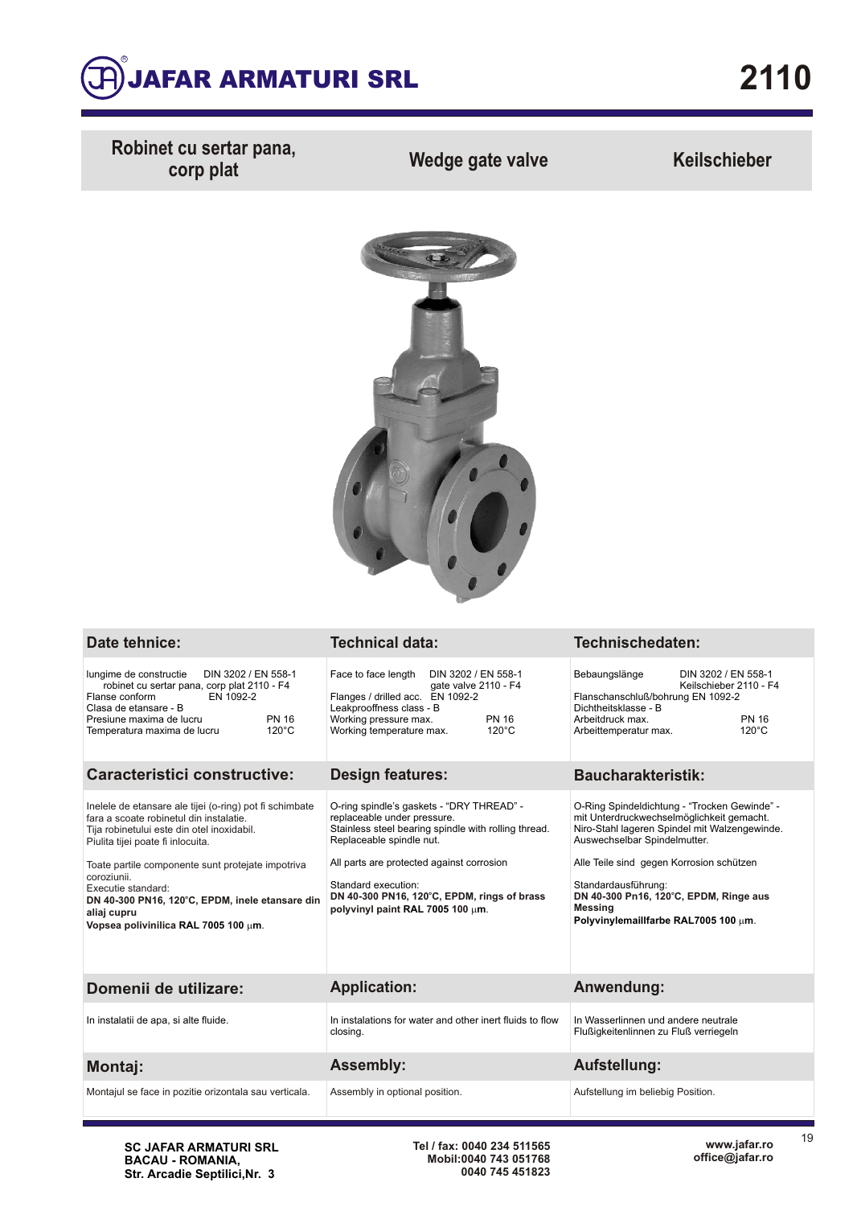# JAFAR ARMATURI SRL

# 2110

| Robinet cu sertar pana, corp plat | Wedge gate valve | Keilschieber |
|---|---|---|

## Date tehnice:

lungime de constructie DIN 3202 / EN 558-1 robinet cu sertar pana, corp plat 2110 - F4
Flanse conform EN 1092-2
Clasa de etansare - B
Presiune maxima de lucru PN 16
Temperatura maxima de lucru 120°C

## Technical data:

Face to face length DIN 3202 / EN 558-1 gate valve 2110 - F4
Flanges / drilled acc. EN 1092-2
Leakproofness class - B
Working pressure max. PN 16
Working temperature max. 120°C

## Technischedaten:

Bebaungslänge DIN 3202 / EN 558-1 Keilschieber 2110 - F4
Flanschanschluß/bohrung EN 1092-2
Dichtheitsklasse - B
Arbeitdruck max. PN 16
Arbeittemperatur max. 120°C

## Caracteristici constructive:

Inelele de etansare ale tijei (o-ring) pot fi schimbate fara a scoate robinetul din instalatie.
Tija robinetului este din otel inoxidabil.
Piulita tijei poate fi inlocuita.

Toate partile componente sunt protejate impotriva coroziunii.
Executie standard:
**DN 40-300 PN16, 120°C, EPDM, inele etansare din aliaj cupru**
**Vopsea polivinilica RAL 7005 100 μm**.

## Design features:

O-ring spindle's gaskets - "DRY THREAD" - replaceable under pressure.
Stainless steel bearing spindle with rolling thread.
Replaceable spindle nut.

All parts are protected against corrosion

Standard execution:
**DN 40-300 PN16, 120°C, EPDM, rings of brass polyvinyl paint RAL 7005 100 μm**.

## Baucharakteristik:

O-Ring Spindeldichtung - "Trocken Gewinde" - mit Unterdruckwechselmöglichkeit gemacht.
Niro-Stahl lageren Spindel mit Walzengewinde.
Auswechselbar Spindelmutter.

Alle Teile sind gegen Korrosion schützen

Standardausführung:
**DN 40-300 Pn16, 120°C, EPDM, Ringe aus Messing**
**Polyvinylemaillfarbe RAL7005 100 μm**.

## Domenii de utilizare:

In instalatii de apa, si alte fluide.

## Application:

In instalations for water and other inert fluids to flow closing.

## Anwendung:

In Wasserlinnen und andere neutrale Flußigkeitenlinnen zu Fluß verriegeln

## Montaj:

Montajul se face in pozitie orizontala sau verticala.

## Assembly:

Assembly in optional position.

## Aufstellung:

Aufstellung im beliebig Position.

**SC JAFAR ARMATURI SRL**
**BACAU - ROMANIA,**
**Str. Arcadie Septilici,Nr. 3**

**Tel / fax: 0040 234 511565**
**Mobil:0040 743 051768**
**0040 745 451823**

**www.jafar.ro**
**office@jafar.ro**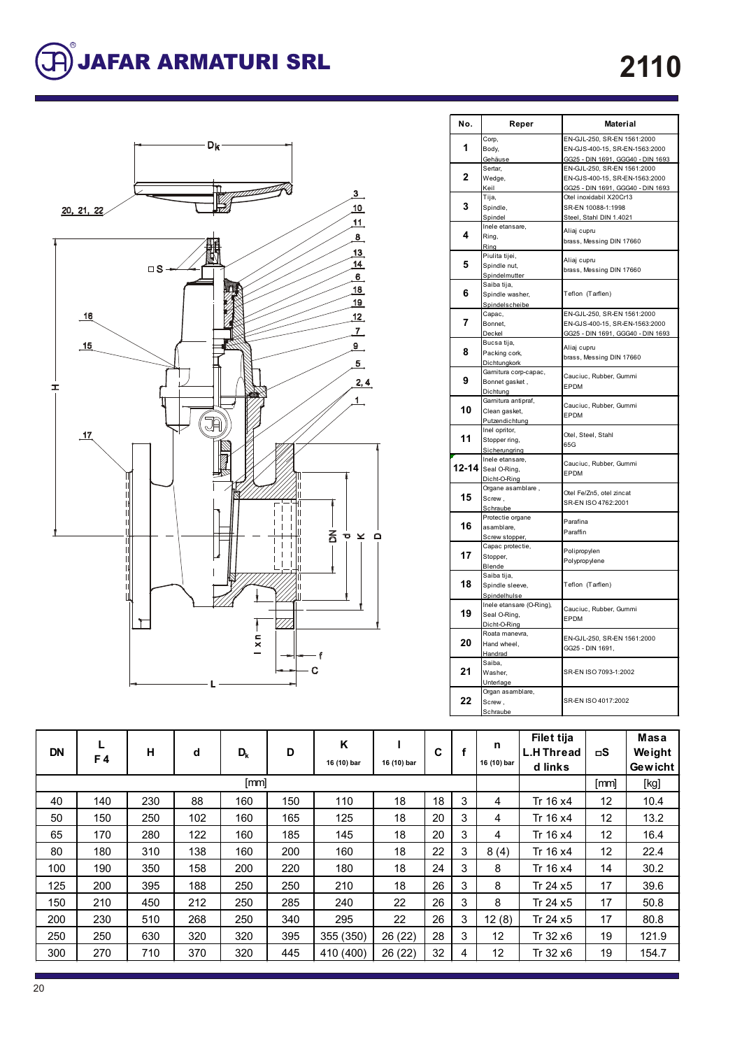# JAFAR ARMATURI SRL

# 2110

20, 21, 22

3
10
11
8
13
14
6
18
19
12
7
9
5
2, 4
1

16
15
17

Dk
□S
H
DN
d
K
D
l
n x
f
C
L

| No. | Reper | Material |
|---|---|---|
| 1 | Corp, Body, Gehäuse | EN-GJL-250, SR-EN 1561:2000 EN-GJS-400-15, SR-EN-1563:2000 GG25 - DIN 1691, GGG40 - DIN 1693 |
| 2 | Sertar, Wedge, Keil | EN-GJL-250, SR-EN 1561:2000 EN-GJS-400-15, SR-EN-1563:2000 GG25 - DIN 1691, GGG40 - DIN 1693 |
| 3 | Tija, Spindle, Spindel | Otel inoxidabil X20Cr13 SR-EN 10088-1:1998 Steel, Stahl DIN 1.4021 |
| 4 | Inele etansare, Ring, Ring | Aliaj cupru brass, Messing DIN 17660 |
| 5 | Piulita tijei, Spindle nut, Spindelmutter | Aliaj cupru brass, Messing DIN 17660 |
| 6 | Saiba tija, Spindle washer, Spindelscheibe | Teflon (Tarflen) |
| 7 | Capac, Bonnet, Deckel | EN-GJL-250, SR-EN 1561:2000 EN-GJS-400-15, SR-EN-1563:2000 GG25 - DIN 1691, GGG40 - DIN 1693 |
| 8 | Bucsa tija, Packing cork, Dichtungkork | Aliaj cupru brass, Messing DIN 17660 |
| 9 | Garnitura corp-capac, Bonnet gasket , Dichtung | Cauciuc, Rubber, Gummi EPDM |
| 10 | Garnitura antipraf, Clean gasket, Putzendichtung | Cauciuc, Rubber, Gummi EPDM |
| 11 | Inel opritor, Stopper ring, Sicherungring | Otel, Steel, Stahl 65G |
| 12-14 | Inele etansare, Seal O-Ring, Dicht-O-Ring | Cauciuc, Rubber, Gummi EPDM |
| 15 | Organe asamblare , Screw , Schraube | Otel Fe/Zn5, otel zincat SR-EN ISO 4762:2001 |
| 16 | Protectie organe asamblare, Screw stopper, | Parafina Paraffin |
| 17 | Capac protectie, Stopper, Blende | Polipropylen Polypropylene |
| 18 | Saiba tija, Spindle sleeve, Spindelhulse | Teflon (Tarflen) |
| 19 | Inele etansare (O-Ring), Seal O-Ring, Dicht-O-Ring | Cauciuc, Rubber, Gummi EPDM |
| 20 | Roata manevra, Hand wheel, Handrad | EN-GJL-250, SR-EN 1561:2000 GG25 - DIN 1691, |
| 21 | Saiba, Washer, Unterlage | SR-EN ISO 7093-1:2002 |
| 22 | Organ asamblare, Screw , Schraube | SR-EN ISO 4017:2002 |

| DN | L F4 | H | d | $D_k$ | D | K 16 (10) bar | l 16 (10) bar | C | f | n 16 (10) bar | Filet tija L.H Thread d links | □S | Masa Weight Gewicht |
|---|---|---|---|---|---|---|---|---|---|---|---|---|---|
| [mm] | | | | | | | | | | | | [mm] | [kg] |
| 40 | 140 | 230 | 88 | 160 | 150 | 110 | 18 | 18 | 3 | 4 | Tr 16 x4 | 12 | 10.4 |
| 50 | 150 | 250 | 102 | 160 | 165 | 125 | 18 | 20 | 3 | 4 | Tr 16 x4 | 12 | 13.2 |
| 65 | 170 | 280 | 122 | 160 | 185 | 145 | 18 | 20 | 3 | 4 | Tr 16 x4 | 12 | 16.4 |
| 80 | 180 | 310 | 138 | 160 | 200 | 160 | 18 | 22 | 3 | 8 (4) | Tr 16 x4 | 12 | 22.4 |
| 100 | 190 | 350 | 158 | 200 | 220 | 180 | 18 | 24 | 3 | 8 | Tr 16 x4 | 14 | 30.2 |
| 125 | 200 | 395 | 188 | 250 | 250 | 210 | 18 | 26 | 3 | 8 | Tr 24 x5 | 17 | 39.6 |
| 150 | 210 | 450 | 212 | 250 | 285 | 240 | 22 | 26 | 3 | 8 | Tr 24 x5 | 17 | 50.8 |
| 200 | 230 | 510 | 268 | 250 | 340 | 295 | 22 | 26 | 3 | 12 (8) | Tr 24 x5 | 17 | 80.8 |
| 250 | 250 | 630 | 320 | 320 | 395 | 355 (350) | 26 (22) | 28 | 3 | 12 | Tr 32 x6 | 19 | 121.9 |
| 300 | 270 | 710 | 370 | 320 | 445 | 410 (400) | 26 (22) | 32 | 4 | 12 | Tr 32 x6 | 19 | 154.7 |